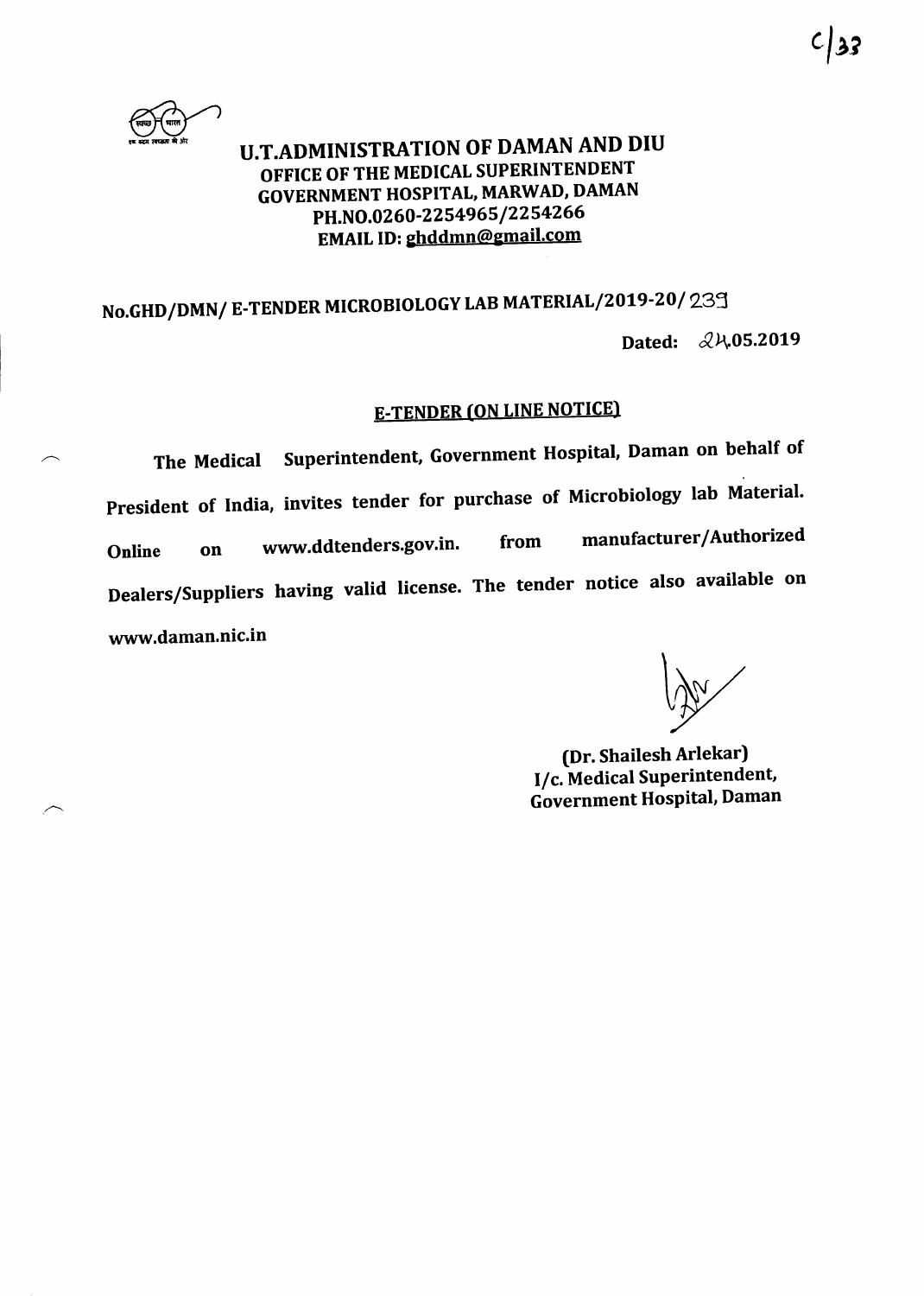# U.T.ADMINISTRATION OF DAMAN AND DIU

## OFFICE OF THE MEDICAL SUPERINTENDENT

## GOVERNMENT HOSPITAL, MARWAD, DAMAN

**PH.NO.0260-2254965/2254266**

**EMAIL ID: ghddmn@gmail.com**

**No.GHD/DMN/ E-TENDER MICROBIOLOGY LAB MATERIAL/2019-20/ 239**

**Dated: 24.05.2019**

## E-TENDER (ON LINE NOTICE)

**The Medical Superintendent, Government Hospital, Daman on behalf of President of India, invites tender for purchase of Microbiology lab Material. Online on www.ddtenders.gov.in. from manufacturer/Authorized Dealers/Suppliers having valid license. The tender notice also available on www.daman.nic.in**

**(Dr. Shailesh Arlekar)**
**I/c. Medical Superintendent,**
**Government Hospital, Daman**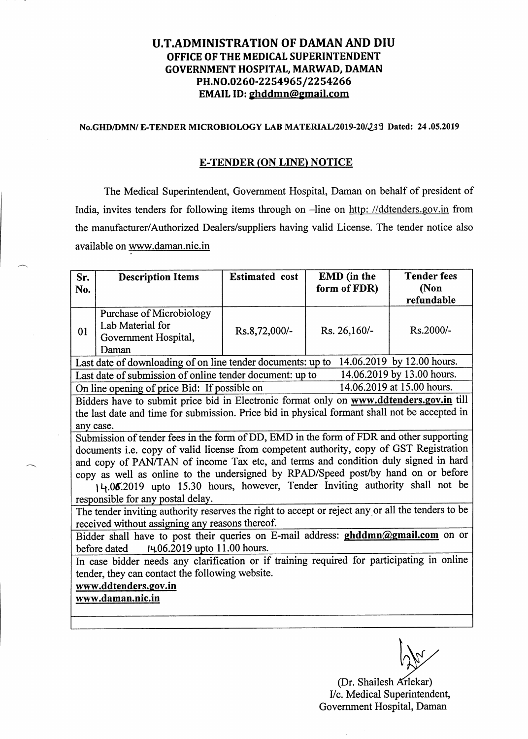# U.T.ADMINISTRATION OF DAMAN AND DIU

## OFFICE OF THE MEDICAL SUPERINTENDENT

## GOVERNMENT HOSPITAL, MARWAD, DAMAN

**PH.NO.0260-2254965/2254266**

**EMAIL ID: ghddmn@gmail.com**

**No.GHD/DMN/ E-TENDER MICROBIOLOGY LAB MATERIAL/2019-20/239 Dated: 24 .05.2019**

## E-TENDER (ON LINE) NOTICE

The Medical Superintendent, Government Hospital, Daman on behalf of president of India, invites tenders for following items through on –line on http: //ddtenders.gov.in from the manufacturer/Authorized Dealers/suppliers having valid License. The tender notice also available on www.daman.nic.in

| Sr. No. | Description Items | Estimated cost | EMD (in the form of FDR) | Tender fees (Non refundable |
|---|---|---|---|---|
| 01 | Purchase of Microbiology Lab Material for Government Hospital, Daman | Rs.8,72,000/- | Rs. 26,160/- | Rs.2000/- |
| Last date of downloading of on line tender documents: up to 14.06.2019 by 12.00 hours. | | | | |
| Last date of submission of online tender document: up to 14.06.2019 by 13.00 hours. | | | | |
| On line opening of price Bid: If possible on 14.06.2019 at 15.00 hours. | | | | |
| Bidders have to submit price bid in Electronic format only on **www.ddtenders.gov.in** till the last date and time for submission. Price bid in physical formant shall not be accepted in any case. | | | | |
| Submission of tender fees in the form of DD, EMD in the form of FDR and other supporting documents i.e. copy of valid license from competent authority, copy of GST Registration and copy of PAN/TAN of income Tax etc, and terms and condition duly signed in hard copy as well as online to the undersigned by RPAD/Speed post/by hand on or before 14.06.2019 upto 15.30 hours, however, Tender Inviting authority shall not be responsible for any postal delay. | | | | |
| The tender inviting authority reserves the right to accept or reject any or all the tenders to be received without assigning any reasons thereof. | | | | |
| Bidder shall have to post their queries on E-mail address: **ghddmn@gmail.com** on or before dated 14.06.2019 upto 11.00 hours. | | | | |
| In case bidder needs any clarification or if training required for participating in online tender, they can contact the following website. **www.ddtenders.gov.in** **www.daman.nic.in** | | | | |

(Dr. Shailesh Arlekar)
I/c. Medical Superintendent,
Government Hospital, Daman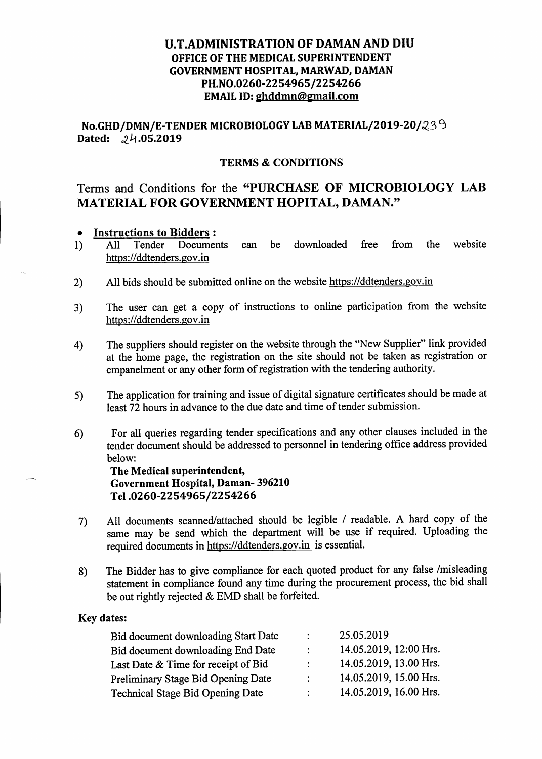# U.T.ADMINISTRATION OF DAMAN AND DIU
## OFFICE OF THE MEDICAL SUPERINTENDENT
## GOVERNMENT HOSPITAL, MARWAD, DAMAN
## PH.NO.0260-2254965/2254266
## EMAIL ID: ghddmn@gmail.com

**No.GHD/DMN/E-TENDER MICROBIOLOGY LAB MATERIAL/2019-20/239**
**Dated: 24.05.2019**

### TERMS & CONDITIONS

Terms and Conditions for the **"PURCHASE OF MICROBIOLOGY LAB MATERIAL FOR GOVERNMENT HOPITAL, DAMAN."**

- **Instructions to Bidders :**

1) All Tender Documents can be downloaded free from the website https://ddtenders.gov.in

2) All bids should be submitted online on the website https://ddtenders.gov.in

3) The user can get a copy of instructions to online participation from the website https://ddtenders.gov.in

4) The suppliers should register on the website through the "New Supplier" link provided at the home page, the registration on the site should not be taken as registration or empanelment or any other form of registration with the tendering authority.

5) The application for training and issue of digital signature certificates should be made at least 72 hours in advance to the due date and time of tender submission.

6) For all queries regarding tender specifications and any other clauses included in the tender document should be addressed to personnel in tendering office address provided below:
   **The Medical superintendent,**
   **Government Hospital, Daman- 396210**
   **Tel.0260-2254965/2254266**

7) All documents scanned/attached should be legible / readable. A hard copy of the same may be send which the department will be use if required. Uploading the required documents in https://ddtenders.gov.in is essential.

8) The Bidder has to give compliance for each quoted product for any false /misleading statement in compliance found any time during the procurement process, the bid shall be out rightly rejected & EMD shall be forfeited.

**Key dates:**

| | | |
|---|---|---|
| Bid document downloading Start Date | : | 25.05.2019 |
| Bid document downloading End Date | : | 14.05.2019, 12:00 Hrs. |
| Last Date & Time for receipt of Bid | : | 14.05.2019, 13.00 Hrs. |
| Preliminary Stage Bid Opening Date | : | 14.05.2019, 15.00 Hrs. |
| Technical Stage Bid Opening Date | : | 14.05.2019, 16.00 Hrs. |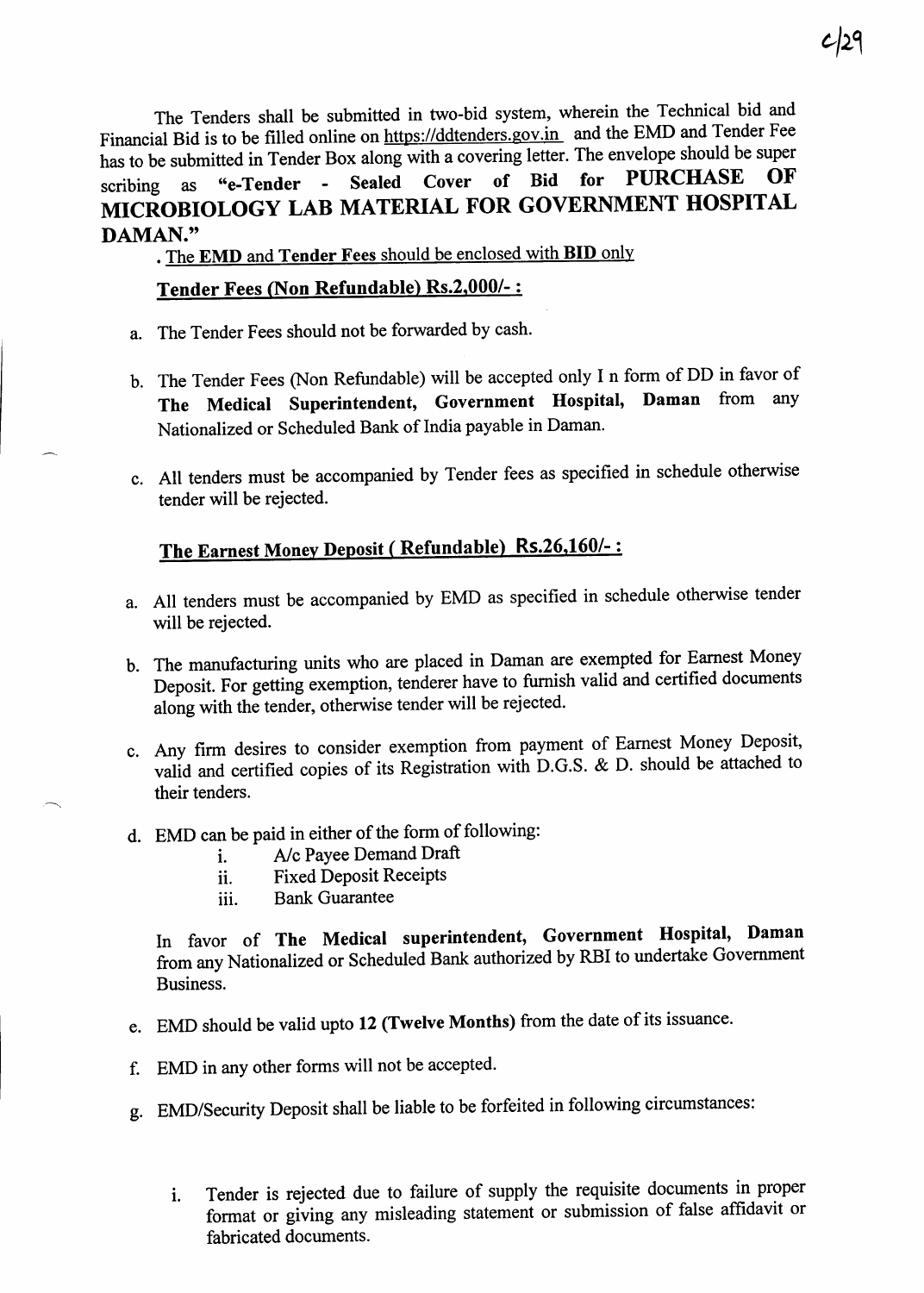The Tenders shall be submitted in two-bid system, wherein the Technical bid and Financial Bid is to be filled online on https://ddtenders.gov.in and the EMD and Tender Fee has to be submitted in Tender Box along with a covering letter. The envelope should be super scribing as **"e-Tender - Sealed Cover of Bid for PURCHASE OF MICROBIOLOGY LAB MATERIAL FOR GOVERNMENT HOSPITAL DAMAN."**

. The **EMD** and **Tender Fees** should be enclosed with **BID** only

**Tender Fees (Non Refundable) Rs.2,000/- :**

a. The Tender Fees should not be forwarded by cash.

b. The Tender Fees (Non Refundable) will be accepted only I n form of DD in favor of **The Medical Superintendent, Government Hospital, Daman** from any Nationalized or Scheduled Bank of India payable in Daman.

c. All tenders must be accompanied by Tender fees as specified in schedule otherwise tender will be rejected.

**The Earnest Money Deposit ( Refundable) Rs.26,160/- :**

a. All tenders must be accompanied by EMD as specified in schedule otherwise tender will be rejected.

b. The manufacturing units who are placed in Daman are exempted for Earnest Money Deposit. For getting exemption, tenderer have to furnish valid and certified documents along with the tender, otherwise tender will be rejected.

c. Any firm desires to consider exemption from payment of Earnest Money Deposit, valid and certified copies of its Registration with D.G.S. & D. should be attached to their tenders.

d. EMD can be paid in either of the form of following:
   i. A/c Payee Demand Draft
   ii. Fixed Deposit Receipts
   iii. Bank Guarantee

   In favor of **The Medical superintendent, Government Hospital, Daman** from any Nationalized or Scheduled Bank authorized by RBI to undertake Government Business.

e. EMD should be valid upto **12 (Twelve Months)** from the date of its issuance.

f. EMD in any other forms will not be accepted.

g. EMD/Security Deposit shall be liable to be forfeited in following circumstances:

   i. Tender is rejected due to failure of supply the requisite documents in proper format or giving any misleading statement or submission of false affidavit or fabricated documents.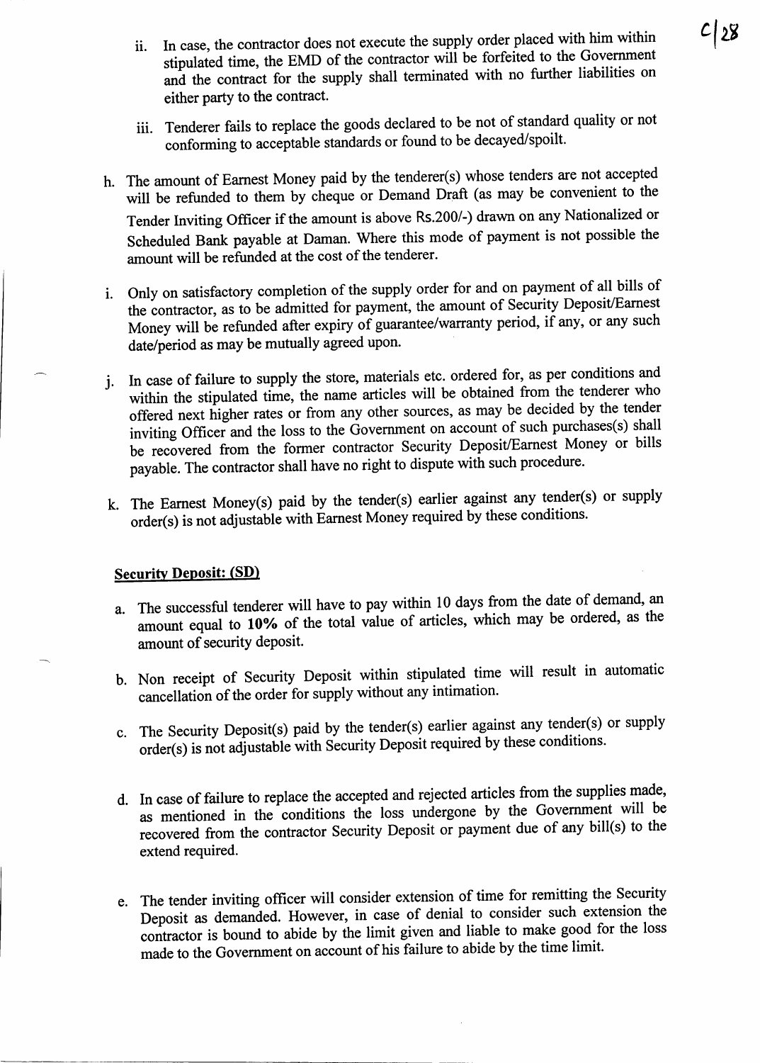ii. In case, the contractor does not execute the supply order placed with him within stipulated time, the EMD of the contractor will be forfeited to the Government and the contract for the supply shall terminated with no further liabilities on either party to the contract.

iii. Tenderer fails to replace the goods declared to be not of standard quality or not conforming to acceptable standards or found to be decayed/spoilt.

h. The amount of Earnest Money paid by the tenderer(s) whose tenders are not accepted will be refunded to them by cheque or Demand Draft (as may be convenient to the Tender Inviting Officer if the amount is above Rs.200/-) drawn on any Nationalized or Scheduled Bank payable at Daman. Where this mode of payment is not possible the amount will be refunded at the cost of the tenderer.

i. Only on satisfactory completion of the supply order for and on payment of all bills of the contractor, as to be admitted for payment, the amount of Security Deposit/Earnest Money will be refunded after expiry of guarantee/warranty period, if any, or any such date/period as may be mutually agreed upon.

j. In case of failure to supply the store, materials etc. ordered for, as per conditions and within the stipulated time, the name articles will be obtained from the tenderer who offered next higher rates or from any other sources, as may be decided by the tender inviting Officer and the loss to the Government on account of such purchases(s) shall be recovered from the former contractor Security Deposit/Earnest Money or bills payable. The contractor shall have no right to dispute with such procedure.

k. The Earnest Money(s) paid by the tender(s) earlier against any tender(s) or supply order(s) is not adjustable with Earnest Money required by these conditions.

**Security Deposit: (SD)**

a. The successful tenderer will have to pay within 10 days from the date of demand, an amount equal to **10%** of the total value of articles, which may be ordered, as the amount of security deposit.

b. Non receipt of Security Deposit within stipulated time will result in automatic cancellation of the order for supply without any intimation.

c. The Security Deposit(s) paid by the tender(s) earlier against any tender(s) or supply order(s) is not adjustable with Security Deposit required by these conditions.

d. In case of failure to replace the accepted and rejected articles from the supplies made, as mentioned in the conditions the loss undergone by the Government will be recovered from the contractor Security Deposit or payment due of any bill(s) to the extend required.

e. The tender inviting officer will consider extension of time for remitting the Security Deposit as demanded. However, in case of denial to consider such extension the contractor is bound to abide by the limit given and liable to make good for the loss made to the Government on account of his failure to abide by the time limit.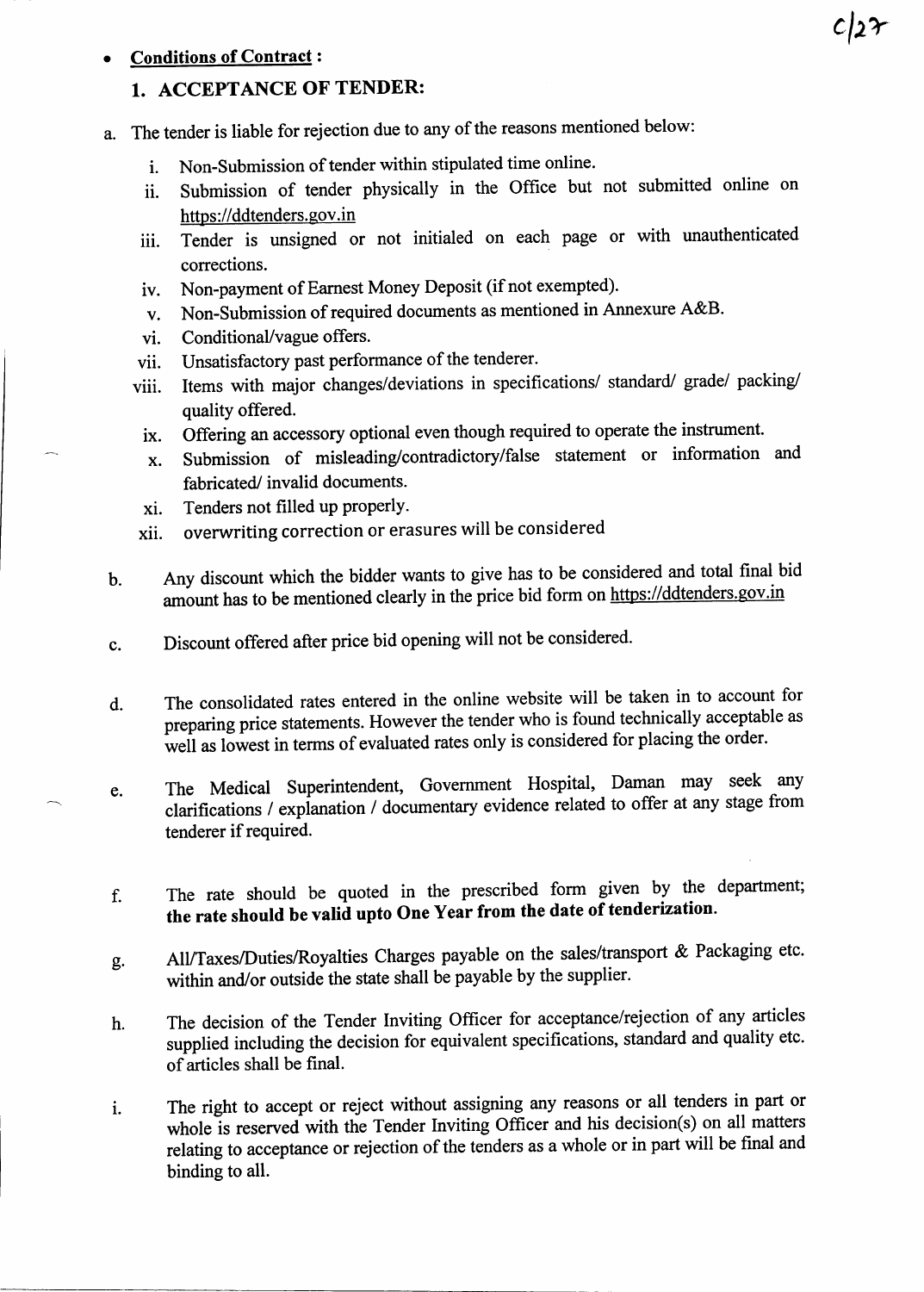- **Conditions of Contract :**

## 1. ACCEPTANCE OF TENDER:

a. The tender is liable for rejection due to any of the reasons mentioned below:

   i. Non-Submission of tender within stipulated time online.
   ii. Submission of tender physically in the Office but not submitted online on https://ddtenders.gov.in
   iii. Tender is unsigned or not initialed on each page or with unauthenticated corrections.
   iv. Non-payment of Earnest Money Deposit (if not exempted).
   v. Non-Submission of required documents as mentioned in Annexure A&B.
   vi. Conditional/vague offers.
   vii. Unsatisfactory past performance of the tenderer.
   viii. Items with major changes/deviations in specifications/ standard/ grade/ packing/ quality offered.
   ix. Offering an accessory optional even though required to operate the instrument.
   x. Submission of misleading/contradictory/false statement or information and fabricated/ invalid documents.
   xi. Tenders not filled up properly.
   xii. overwriting correction or erasures will be considered

b. Any discount which the bidder wants to give has to be considered and total final bid amount has to be mentioned clearly in the price bid form on https://ddtenders.gov.in

c. Discount offered after price bid opening will not be considered.

d. The consolidated rates entered in the online website will be taken in to account for preparing price statements. However the tender who is found technically acceptable as well as lowest in terms of evaluated rates only is considered for placing the order.

e. The Medical Superintendent, Government Hospital, Daman may seek any clarifications / explanation / documentary evidence related to offer at any stage from tenderer if required.

f. The rate should be quoted in the prescribed form given by the department; **the rate should be valid upto One Year from the date of tenderization.**

g. All/Taxes/Duties/Royalties Charges payable on the sales/transport & Packaging etc. within and/or outside the state shall be payable by the supplier.

h. The decision of the Tender Inviting Officer for acceptance/rejection of any articles supplied including the decision for equivalent specifications, standard and quality etc. of articles shall be final.

i. The right to accept or reject without assigning any reasons or all tenders in part or whole is reserved with the Tender Inviting Officer and his decision(s) on all matters relating to acceptance or rejection of the tenders as a whole or in part will be final and binding to all.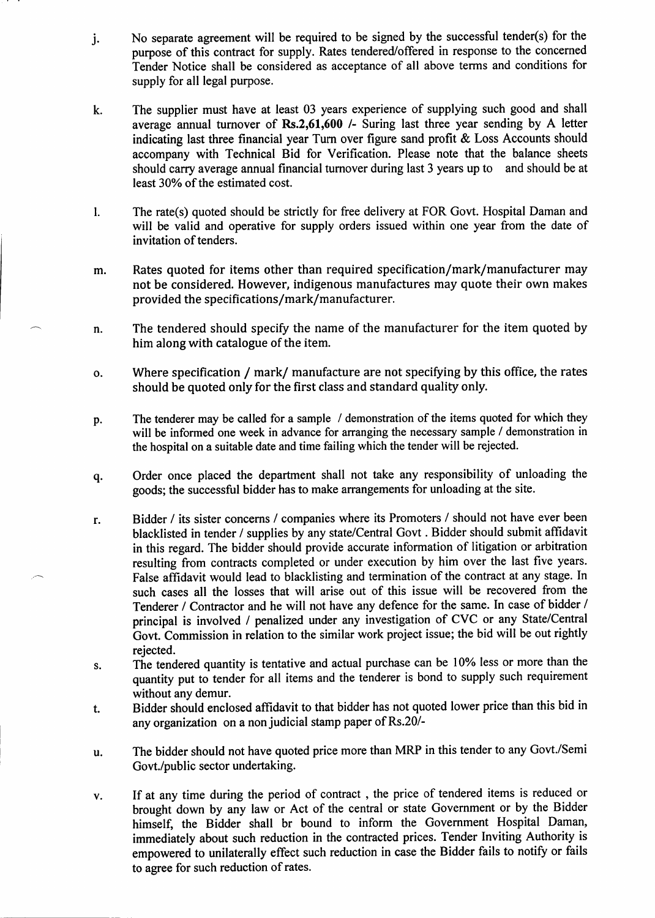j. No separate agreement will be required to be signed by the successful tender(s) for the purpose of this contract for supply. Rates tendered/offered in response to the concerned Tender Notice shall be considered as acceptance of all above terms and conditions for supply for all legal purpose.

k. The supplier must have at least 03 years experience of supplying such good and shall average annual turnover of **Rs.2,61,600 /-** Suring last three year sending by A letter indicating last three financial year Turn over figure sand profit & Loss Accounts should accompany with Technical Bid for Verification. Please note that the balance sheets should carry average annual financial turnover during last 3 years up to and should be at least 30% of the estimated cost.

l. The rate(s) quoted should be strictly for free delivery at FOR Govt. Hospital Daman and will be valid and operative for supply orders issued within one year from the date of invitation of tenders.

m. Rates quoted for items other than required specification/mark/manufacturer may not be considered. However, indigenous manufactures may quote their own makes provided the specifications/mark/manufacturer.

n. The tendered should specify the name of the manufacturer for the item quoted by him along with catalogue of the item.

o. Where specification / mark/ manufacture are not specifying by this office, the rates should be quoted only for the first class and standard quality only.

p. The tenderer may be called for a sample / demonstration of the items quoted for which they will be informed one week in advance for arranging the necessary sample / demonstration in the hospital on a suitable date and time failing which the tender will be rejected.

q. Order once placed the department shall not take any responsibility of unloading the goods; the successful bidder has to make arrangements for unloading at the site.

r. Bidder / its sister concerns / companies where its Promoters / should not have ever been blacklisted in tender / supplies by any state/Central Govt . Bidder should submit affidavit in this regard. The bidder should provide accurate information of litigation or arbitration resulting from contracts completed or under execution by him over the last five years. False affidavit would lead to blacklisting and termination of the contract at any stage. In such cases all the losses that will arise out of this issue will be recovered from the Tenderer / Contractor and he will not have any defence for the same. In case of bidder / principal is involved / penalized under any investigation of CVC or any State/Central Govt. Commission in relation to the similar work project issue; the bid will be out rightly rejected.

s. The tendered quantity is tentative and actual purchase can be 10% less or more than the quantity put to tender for all items and the tenderer is bond to supply such requirement without any demur.

t. Bidder should enclosed affidavit to that bidder has not quoted lower price than this bid in any organization on a non judicial stamp paper of Rs.20/-

u. The bidder should not have quoted price more than MRP in this tender to any Govt./Semi Govt./public sector undertaking.

v. If at any time during the period of contract , the price of tendered items is reduced or brought down by any law or Act of the central or state Government or by the Bidder himself, the Bidder shall br bound to inform the Government Hospital Daman, immediately about such reduction in the contracted prices. Tender Inviting Authority is empowered to unilaterally effect such reduction in case the Bidder fails to notify or fails to agree for such reduction of rates.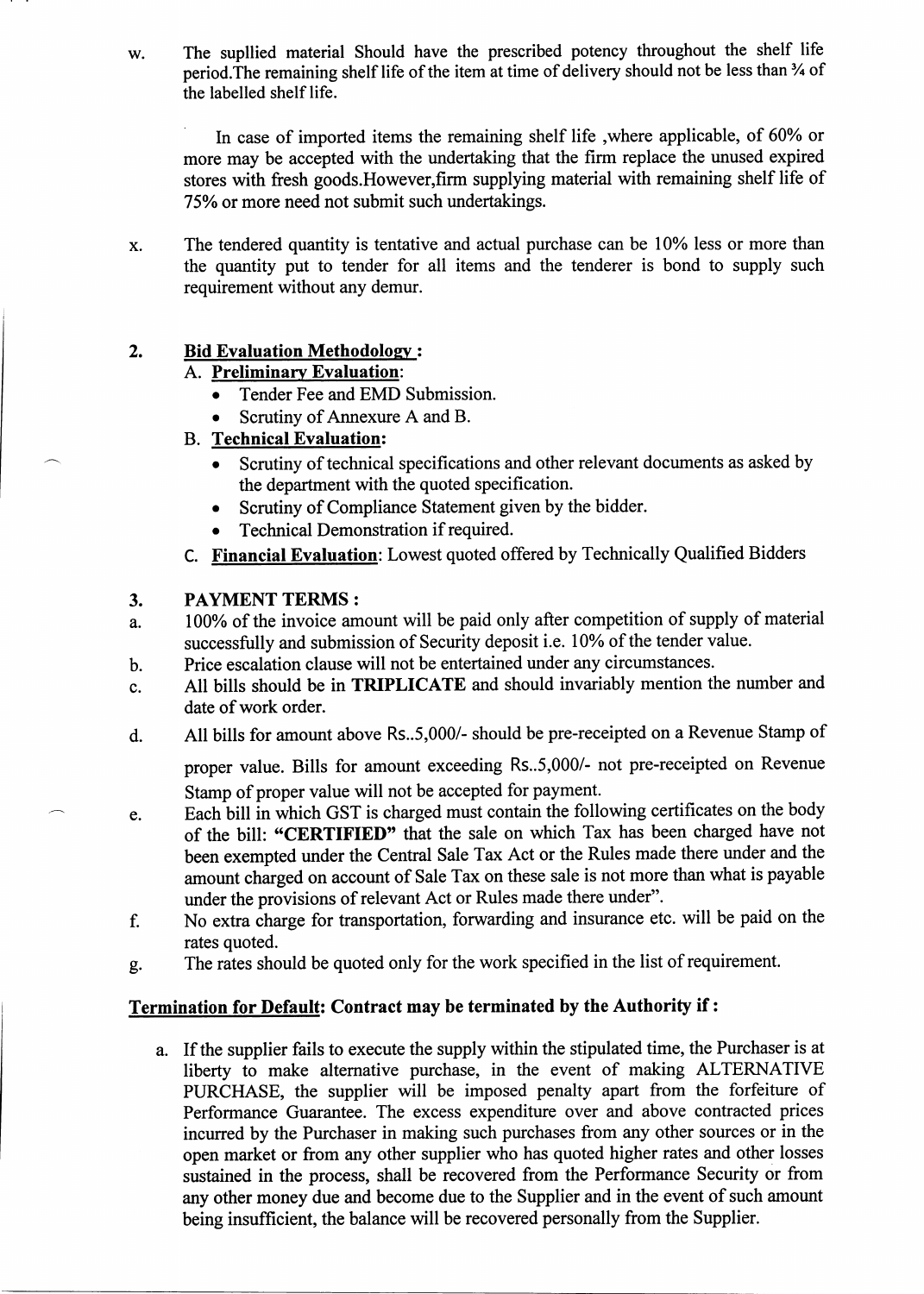w. The supllied material Should have the prescribed potency throughout the shelf life period.The remaining shelf life of the item at time of delivery should not be less than ¾ of the labelled shelf life.

In case of imported items the remaining shelf life ,where applicable, of 60% or more may be accepted with the undertaking that the firm replace the unused expired stores with fresh goods.However,firm supplying material with remaining shelf life of 75% or more need not submit such undertakings.

x. The tendered quantity is tentative and actual purchase can be 10% less or more than the quantity put to tender for all items and the tenderer is bond to supply such requirement without any demur.

**2. Bid Evaluation Methodology :**

A. **Preliminary Evaluation**:
- Tender Fee and EMD Submission.
- Scrutiny of Annexure A and B.

B. **Technical Evaluation:**
- Scrutiny of technical specifications and other relevant documents as asked by the department with the quoted specification.
- Scrutiny of Compliance Statement given by the bidder.
- Technical Demonstration if required.

C. **Financial Evaluation**: Lowest quoted offered by Technically Qualified Bidders

**3. PAYMENT TERMS :**

a. 100% of the invoice amount will be paid only after competition of supply of material successfully and submission of Security deposit i.e. 10% of the tender value.

b. Price escalation clause will not be entertained under any circumstances.

c. All bills should be in **TRIPLICATE** and should invariably mention the number and date of work order.

d. All bills for amount above Rs..5,000/- should be pre-receipted on a Revenue Stamp of proper value. Bills for amount exceeding Rs..5,000/- not pre-receipted on Revenue Stamp of proper value will not be accepted for payment.

e. Each bill in which GST is charged must contain the following certificates on the body of the bill: **"CERTIFIED"** that the sale on which Tax has been charged have not been exempted under the Central Sale Tax Act or the Rules made there under and the amount charged on account of Sale Tax on these sale is not more than what is payable under the provisions of relevant Act or Rules made there under".

f. No extra charge for transportation, forwarding and insurance etc. will be paid on the rates quoted.

g. The rates should be quoted only for the work specified in the list of requirement.

**Termination for Default: Contract may be terminated by the Authority if :**

a. If the supplier fails to execute the supply within the stipulated time, the Purchaser is at liberty to make alternative purchase, in the event of making ALTERNATIVE PURCHASE, the supplier will be imposed penalty apart from the forfeiture of Performance Guarantee. The excess expenditure over and above contracted prices incurred by the Purchaser in making such purchases from any other sources or in the open market or from any other supplier who has quoted higher rates and other losses sustained in the process, shall be recovered from the Performance Security or from any other money due and become due to the Supplier and in the event of such amount being insufficient, the balance will be recovered personally from the Supplier.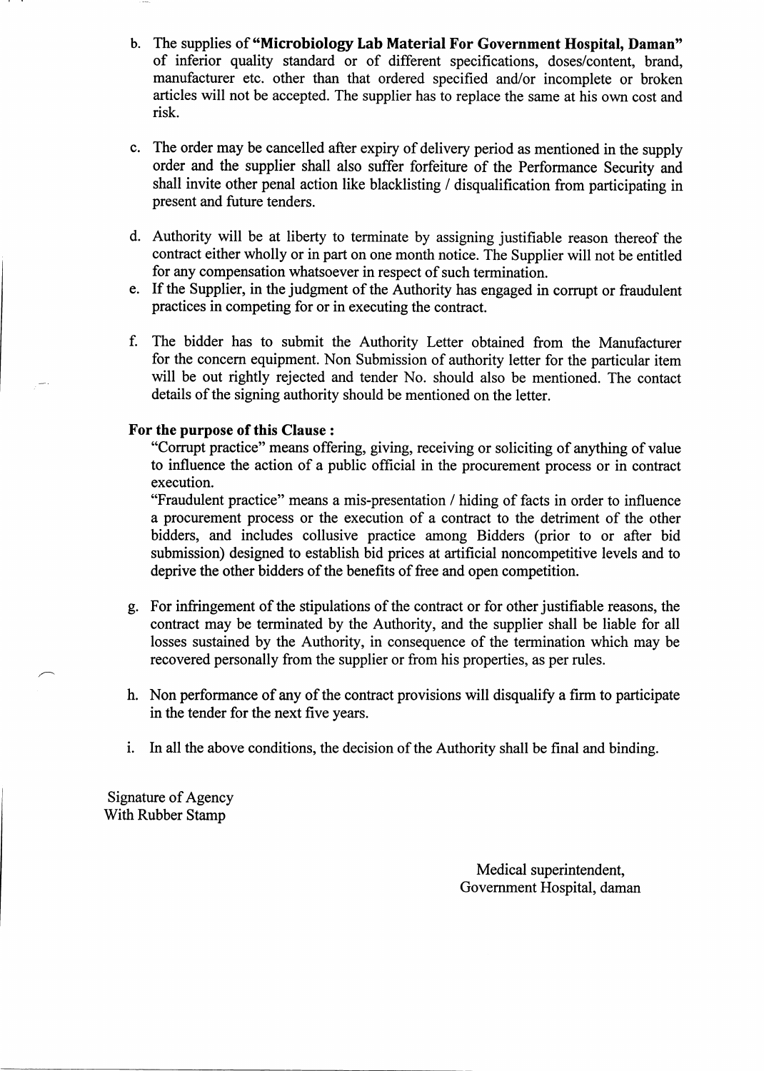b. The supplies of **"Microbiology Lab Material For Government Hospital, Daman"** of inferior quality standard or of different specifications, doses/content, brand, manufacturer etc. other than that ordered specified and/or incomplete or broken articles will not be accepted. The supplier has to replace the same at his own cost and risk.

c. The order may be cancelled after expiry of delivery period as mentioned in the supply order and the supplier shall also suffer forfeiture of the Performance Security and shall invite other penal action like blacklisting / disqualification from participating in present and future tenders.

d. Authority will be at liberty to terminate by assigning justifiable reason thereof the contract either wholly or in part on one month notice. The Supplier will not be entitled for any compensation whatsoever in respect of such termination.

e. If the Supplier, in the judgment of the Authority has engaged in corrupt or fraudulent practices in competing for or in executing the contract.

f. The bidder has to submit the Authority Letter obtained from the Manufacturer for the concern equipment. Non Submission of authority letter for the particular item will be out rightly rejected and tender No. should also be mentioned. The contact details of the signing authority should be mentioned on the letter.

**For the purpose of this Clause :**

"Corrupt practice" means offering, giving, receiving or soliciting of anything of value to influence the action of a public official in the procurement process or in contract execution.

"Fraudulent practice" means a mis-presentation / hiding of facts in order to influence a procurement process or the execution of a contract to the detriment of the other bidders, and includes collusive practice among Bidders (prior to or after bid submission) designed to establish bid prices at artificial noncompetitive levels and to deprive the other bidders of the benefits of free and open competition.

g. For infringement of the stipulations of the contract or for other justifiable reasons, the contract may be terminated by the Authority, and the supplier shall be liable for all losses sustained by the Authority, in consequence of the termination which may be recovered personally from the supplier or from his properties, as per rules.

h. Non performance of any of the contract provisions will disqualify a firm to participate in the tender for the next five years.

i. In all the above conditions, the decision of the Authority shall be final and binding.

Signature of Agency
With Rubber Stamp

Medical superintendent,
Government Hospital, daman